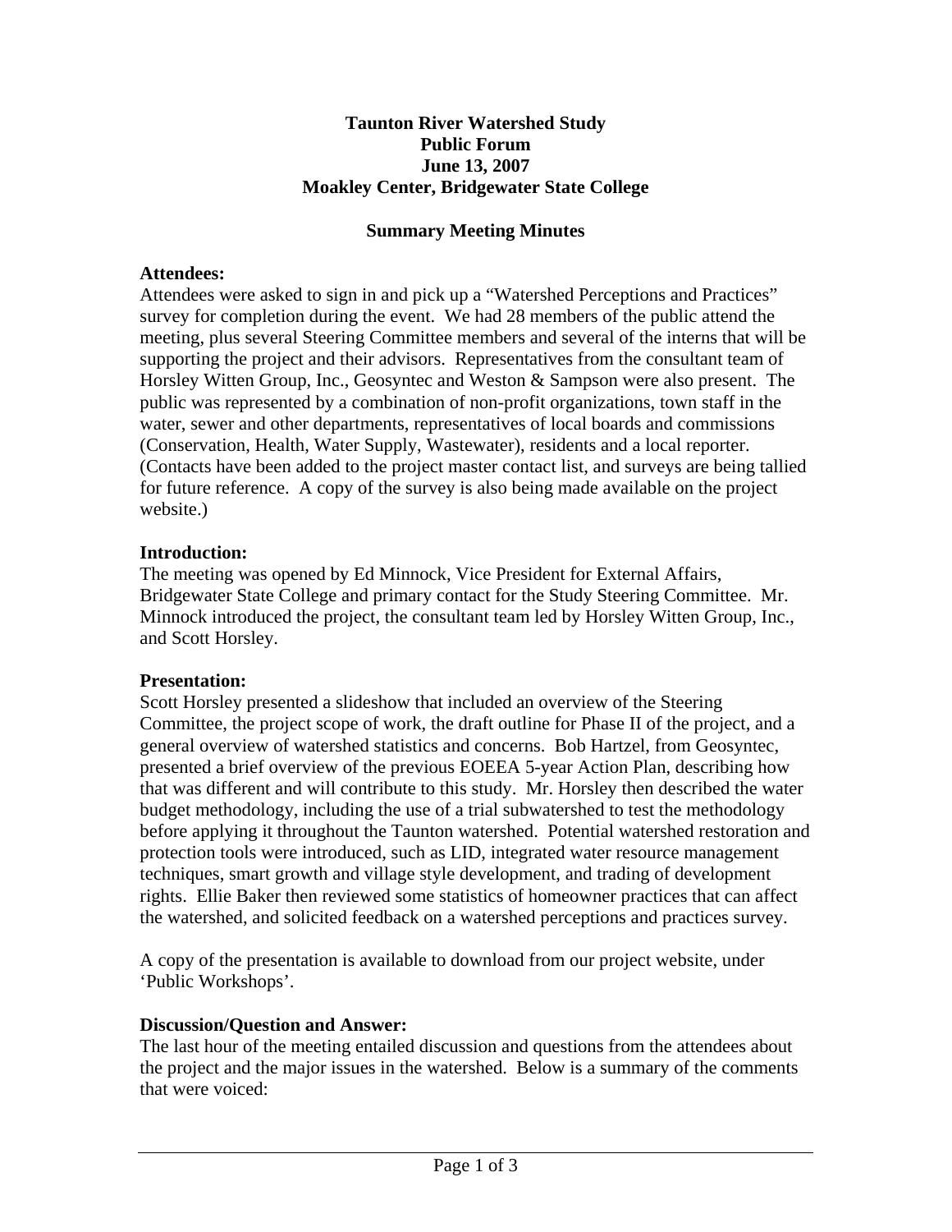# Taunton River Watershed Study
# Public Forum
# June 13, 2007
# Moakley Center, Bridgewater State College

## Summary Meeting Minutes

### Attendees:

Attendees were asked to sign in and pick up a "Watershed Perceptions and Practices" survey for completion during the event. We had 28 members of the public attend the meeting, plus several Steering Committee members and several of the interns that will be supporting the project and their advisors. Representatives from the consultant team of Horsley Witten Group, Inc., Geosyntec and Weston & Sampson were also present. The public was represented by a combination of non-profit organizations, town staff in the water, sewer and other departments, representatives of local boards and commissions (Conservation, Health, Water Supply, Wastewater), residents and a local reporter. (Contacts have been added to the project master contact list, and surveys are being tallied for future reference. A copy of the survey is also being made available on the project website.)

### Introduction:

The meeting was opened by Ed Minnock, Vice President for External Affairs, Bridgewater State College and primary contact for the Study Steering Committee. Mr. Minnock introduced the project, the consultant team led by Horsley Witten Group, Inc., and Scott Horsley.

### Presentation:

Scott Horsley presented a slideshow that included an overview of the Steering Committee, the project scope of work, the draft outline for Phase II of the project, and a general overview of watershed statistics and concerns. Bob Hartzel, from Geosyntec, presented a brief overview of the previous EOEEA 5-year Action Plan, describing how that was different and will contribute to this study. Mr. Horsley then described the water budget methodology, including the use of a trial subwatershed to test the methodology before applying it throughout the Taunton watershed. Potential watershed restoration and protection tools were introduced, such as LID, integrated water resource management techniques, smart growth and village style development, and trading of development rights. Ellie Baker then reviewed some statistics of homeowner practices that can affect the watershed, and solicited feedback on a watershed perceptions and practices survey.

A copy of the presentation is available to download from our project website, under 'Public Workshops'.

### Discussion/Question and Answer:

The last hour of the meeting entailed discussion and questions from the attendees about the project and the major issues in the watershed. Below is a summary of the comments that were voiced: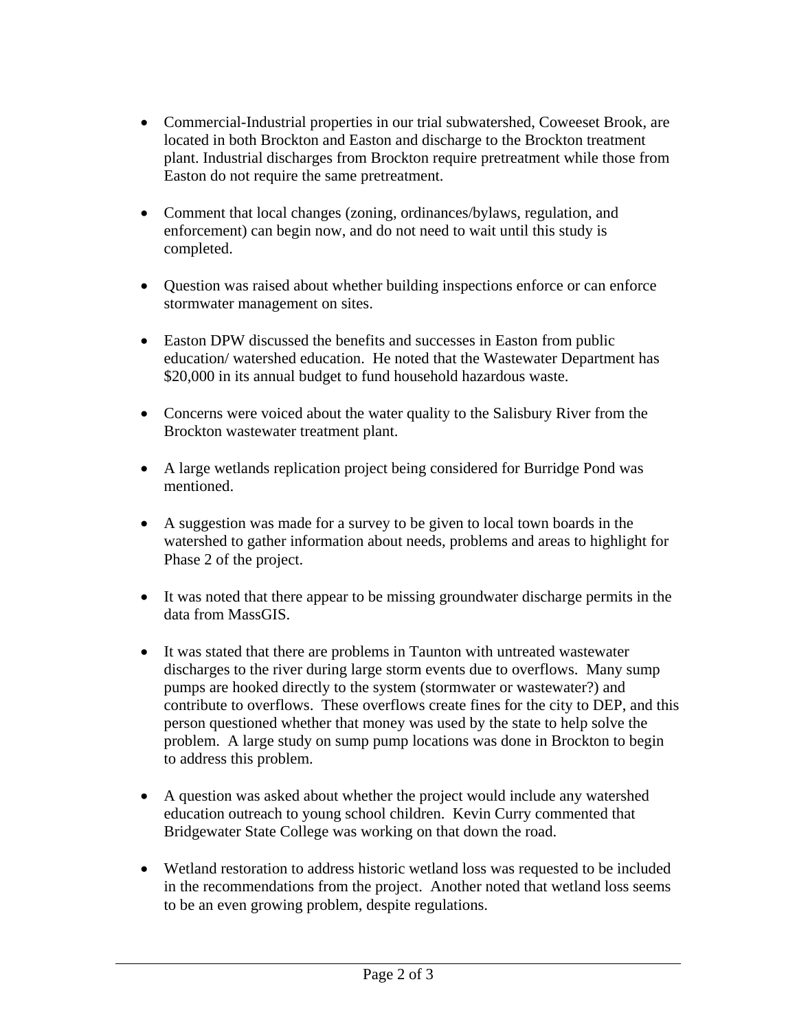- Commercial-Industrial properties in our trial subwatershed, Coweeset Brook, are located in both Brockton and Easton and discharge to the Brockton treatment plant. Industrial discharges from Brockton require pretreatment while those from Easton do not require the same pretreatment.

- Comment that local changes (zoning, ordinances/bylaws, regulation, and enforcement) can begin now, and do not need to wait until this study is completed.

- Question was raised about whether building inspections enforce or can enforce stormwater management on sites.

- Easton DPW discussed the benefits and successes in Easton from public education/ watershed education. He noted that the Wastewater Department has $20,000 in its annual budget to fund household hazardous waste.

- Concerns were voiced about the water quality to the Salisbury River from the Brockton wastewater treatment plant.

- A large wetlands replication project being considered for Burridge Pond was mentioned.

- A suggestion was made for a survey to be given to local town boards in the watershed to gather information about needs, problems and areas to highlight for Phase 2 of the project.

- It was noted that there appear to be missing groundwater discharge permits in the data from MassGIS.

- It was stated that there are problems in Taunton with untreated wastewater discharges to the river during large storm events due to overflows. Many sump pumps are hooked directly to the system (stormwater or wastewater?) and contribute to overflows. These overflows create fines for the city to DEP, and this person questioned whether that money was used by the state to help solve the problem. A large study on sump pump locations was done in Brockton to begin to address this problem.

- A question was asked about whether the project would include any watershed education outreach to young school children. Kevin Curry commented that Bridgewater State College was working on that down the road.

- Wetland restoration to address historic wetland loss was requested to be included in the recommendations from the project. Another noted that wetland loss seems to be an even growing problem, despite regulations.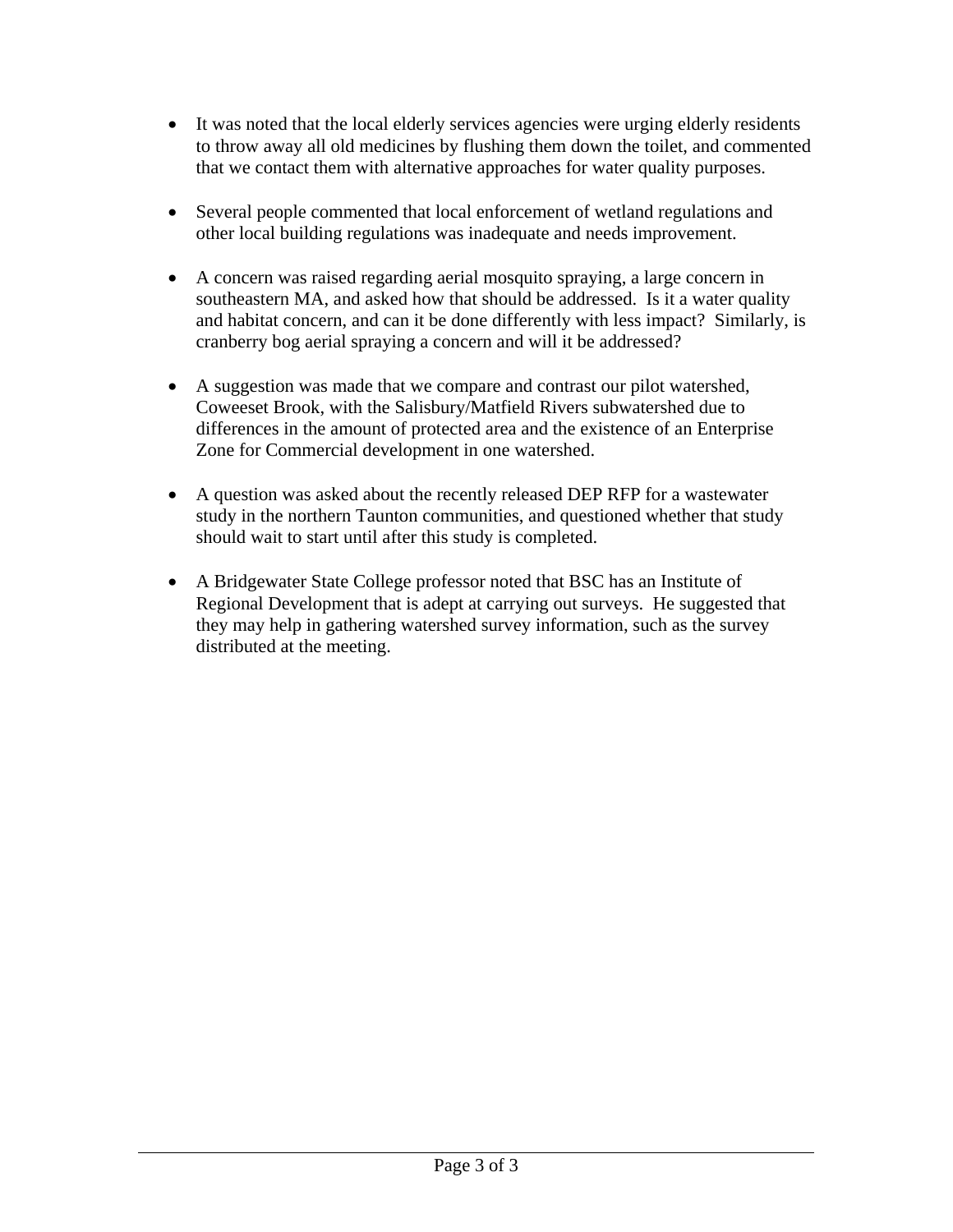- It was noted that the local elderly services agencies were urging elderly residents to throw away all old medicines by flushing them down the toilet, and commented that we contact them with alternative approaches for water quality purposes.

- Several people commented that local enforcement of wetland regulations and other local building regulations was inadequate and needs improvement.

- A concern was raised regarding aerial mosquito spraying, a large concern in southeastern MA, and asked how that should be addressed. Is it a water quality and habitat concern, and can it be done differently with less impact? Similarly, is cranberry bog aerial spraying a concern and will it be addressed?

- A suggestion was made that we compare and contrast our pilot watershed, Coweeset Brook, with the Salisbury/Matfield Rivers subwatershed due to differences in the amount of protected area and the existence of an Enterprise Zone for Commercial development in one watershed.

- A question was asked about the recently released DEP RFP for a wastewater study in the northern Taunton communities, and questioned whether that study should wait to start until after this study is completed.

- A Bridgewater State College professor noted that BSC has an Institute of Regional Development that is adept at carrying out surveys. He suggested that they may help in gathering watershed survey information, such as the survey distributed at the meeting.